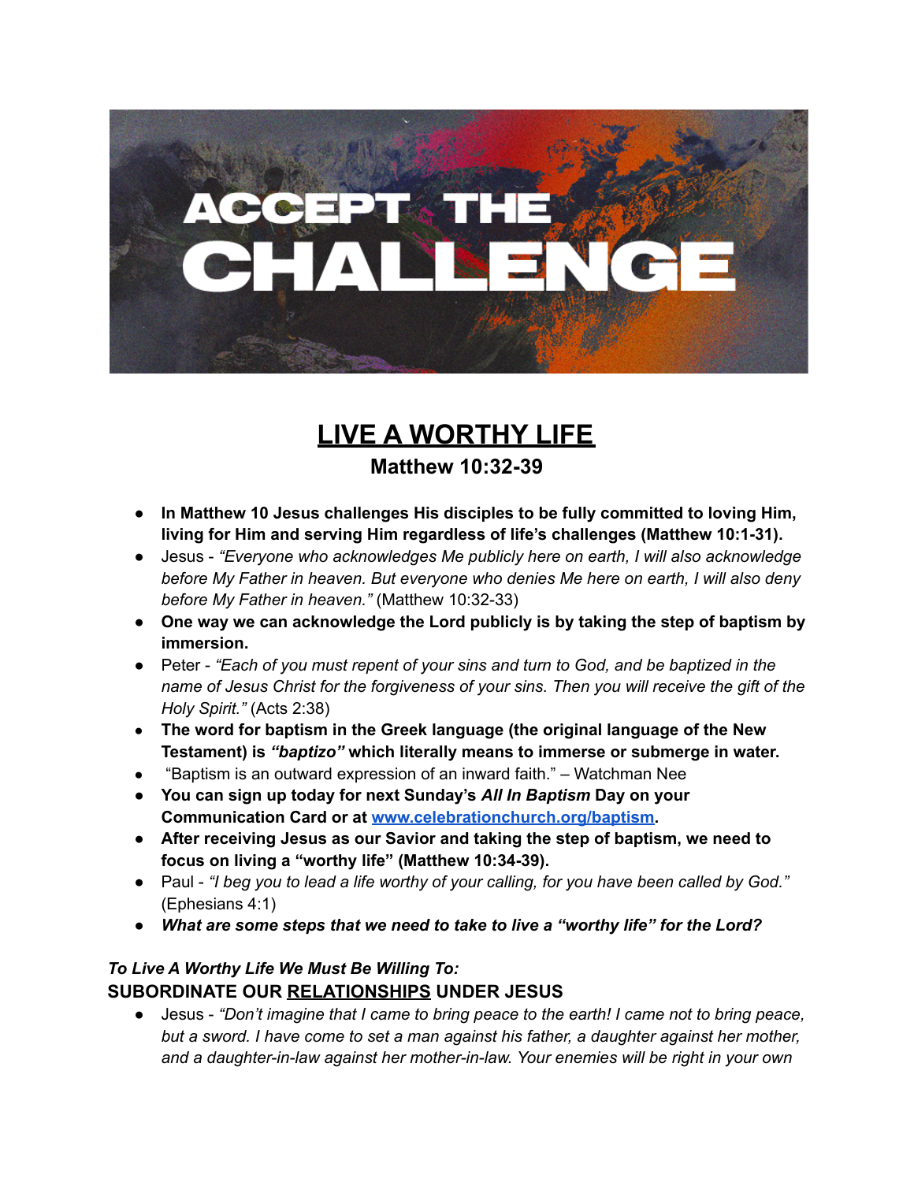# ACCEPT THE CHALLENGE

# LIVE A WORTHY LIFE

### Matthew 10:32-39

- **In Matthew 10 Jesus challenges His disciples to be fully committed to loving Him, living for Him and serving Him regardless of life's challenges (Matthew 10:1-31).**
- Jesus - *"Everyone who acknowledges Me publicly here on earth, I will also acknowledge before My Father in heaven. But everyone who denies Me here on earth, I will also deny before My Father in heaven."* (Matthew 10:32-33)
- **One way we can acknowledge the Lord publicly is by taking the step of baptism by immersion.**
- Peter - *"Each of you must repent of your sins and turn to God, and be baptized in the name of Jesus Christ for the forgiveness of your sins. Then you will receive the gift of the Holy Spirit."* (Acts 2:38)
- **The word for baptism in the Greek language (the original language of the New Testament) is *"baptizo"* which literally means to immerse or submerge in water.**
- "Baptism is an outward expression of an inward faith." – Watchman Nee
- **You can sign up today for next Sunday's *All In Baptism* Day on your Communication Card or at [www.celebrationchurch.org/baptism](www.celebrationchurch.org/baptism).**
- **After receiving Jesus as our Savior and taking the step of baptism, we need to focus on living a "worthy life" (Matthew 10:34-39).**
- Paul - *"I beg you to lead a life worthy of your calling, for you have been called by God."* (Ephesians 4:1)
- ***What are some steps that we need to take to live a "worthy life" for the Lord?***

***To Live A Worthy Life We Must Be Willing To:***

**SUBORDINATE OUR RELATIONSHIPS UNDER JESUS**

- Jesus - *"Don't imagine that I came to bring peace to the earth! I came not to bring peace, but a sword. I have come to set a man against his father, a daughter against her mother, and a daughter-in-law against her mother-in-law. Your enemies will be right in your own*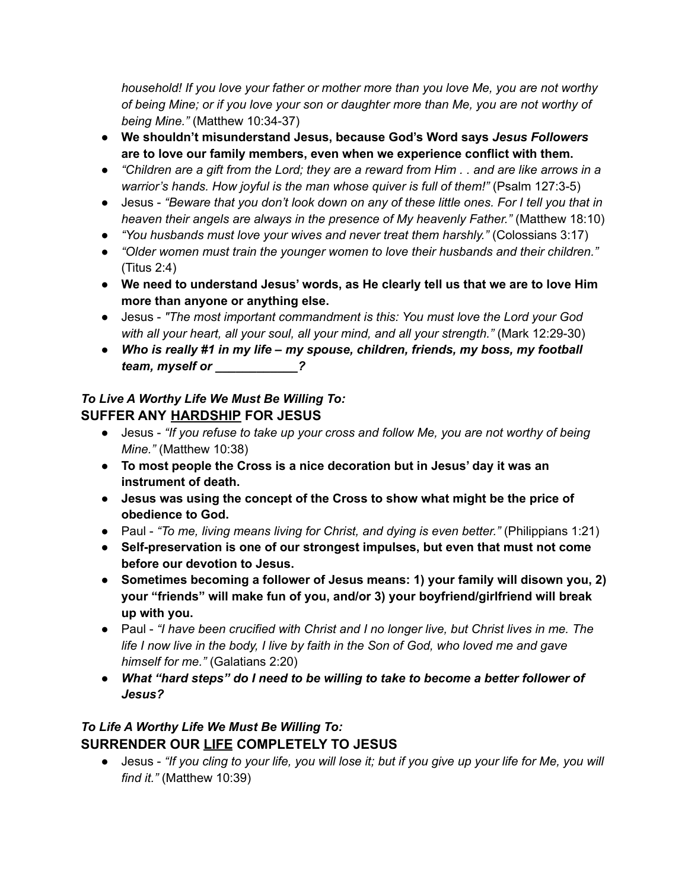*household! If you love your father or mother more than you love Me, you are not worthy of being Mine; or if you love your son or daughter more than Me, you are not worthy of being Mine."* (Matthew 10:34-37)

- **We shouldn't misunderstand Jesus, because God's Word says *Jesus Followers* are to love our family members, even when we experience conflict with them.**
- *"Children are a gift from the Lord; they are a reward from Him . . and are like arrows in a warrior's hands. How joyful is the man whose quiver is full of them!"* (Psalm 127:3-5)
- Jesus - *"Beware that you don't look down on any of these little ones. For I tell you that in heaven their angels are always in the presence of My heavenly Father."* (Matthew 18:10)
- *"You husbands must love your wives and never treat them harshly."* (Colossians 3:17)
- *"Older women must train the younger women to love their husbands and their children."* (Titus 2:4)
- **We need to understand Jesus' words, as He clearly tell us that we are to love Him more than anyone or anything else.**
- Jesus - *"The most important commandment is this: You must love the Lord your God with all your heart, all your soul, all your mind, and all your strength."* (Mark 12:29-30)
- ***Who is really #1 in my life – my spouse, children, friends, my boss, my football team, myself or ____________?***

### *To Live A Worthy Life We Must Be Willing To:*
### SUFFER ANY <u>HARDSHIP</u> FOR JESUS

- Jesus - *"If you refuse to take up your cross and follow Me, you are not worthy of being Mine."* (Matthew 10:38)
- **To most people the Cross is a nice decoration but in Jesus' day it was an instrument of death.**
- **Jesus was using the concept of the Cross to show what might be the price of obedience to God.**
- Paul - *"To me, living means living for Christ, and dying is even better."* (Philippians 1:21)
- **Self-preservation is one of our strongest impulses, but even that must not come before our devotion to Jesus.**
- **Sometimes becoming a follower of Jesus means: 1) your family will disown you, 2) your "friends" will make fun of you, and/or 3) your boyfriend/girlfriend will break up with you.**
- Paul - *"I have been crucified with Christ and I no longer live, but Christ lives in me. The life I now live in the body, I live by faith in the Son of God, who loved me and gave himself for me."* (Galatians 2:20)
- ***What "hard steps" do I need to be willing to take to become a better follower of Jesus?***

### *To Life A Worthy Life We Must Be Willing To:*
### SURRENDER OUR <u>LIFE</u> COMPLETELY TO JESUS

- Jesus - *"If you cling to your life, you will lose it; but if you give up your life for Me, you will find it."* (Matthew 10:39)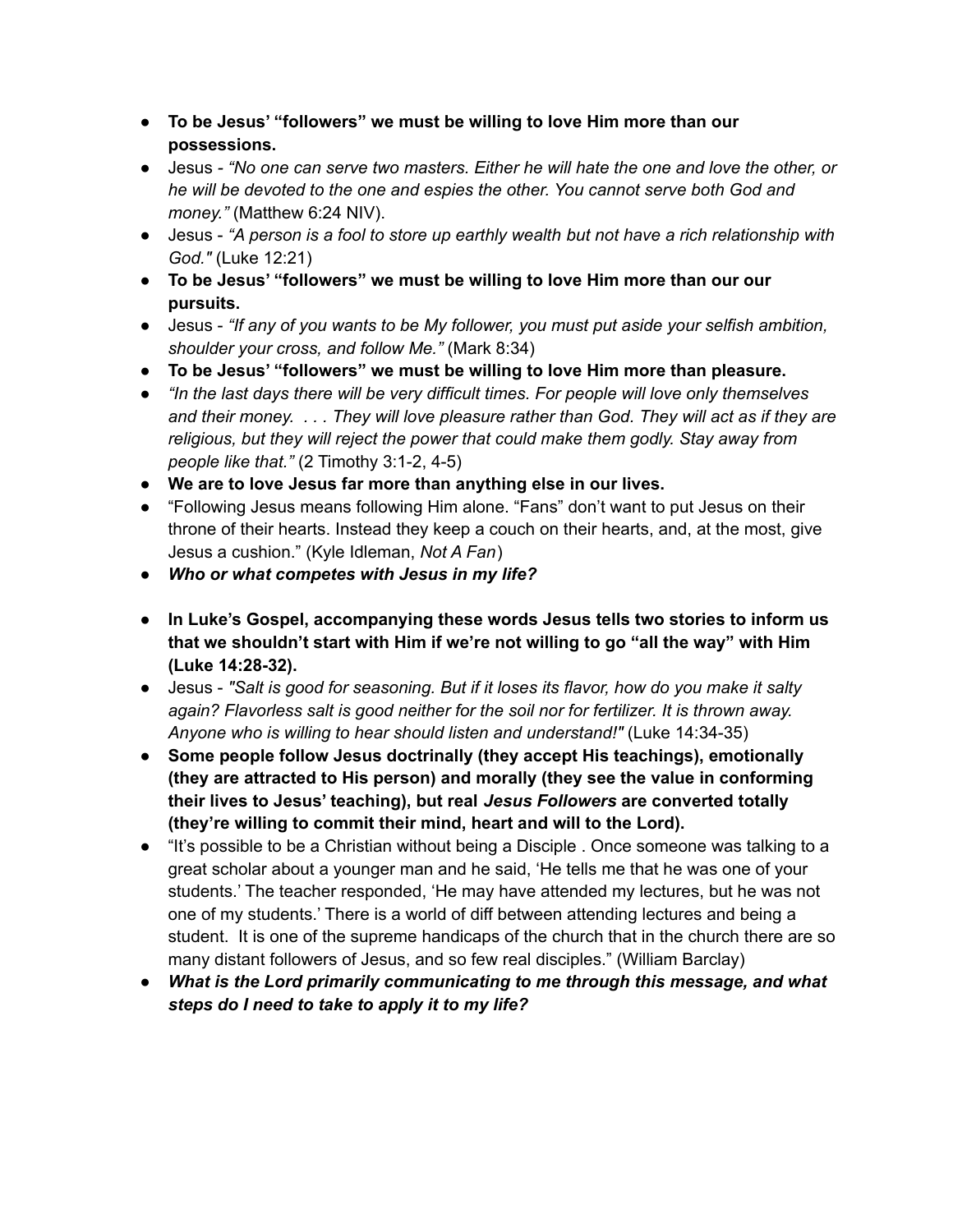- **To be Jesus' "followers" we must be willing to love Him more than our possessions.**
- Jesus - *"No one can serve two masters. Either he will hate the one and love the other, or he will be devoted to the one and espies the other. You cannot serve both God and money."* (Matthew 6:24 NIV).
- Jesus - *"A person is a fool to store up earthly wealth but not have a rich relationship with God."* (Luke 12:21)
- **To be Jesus' "followers" we must be willing to love Him more than our our pursuits.**
- Jesus - *"If any of you wants to be My follower, you must put aside your selfish ambition, shoulder your cross, and follow Me."* (Mark 8:34)
- **To be Jesus' "followers" we must be willing to love Him more than pleasure.**
- *"In the last days there will be very difficult times. For people will love only themselves and their money. . . . They will love pleasure rather than God. They will act as if they are religious, but they will reject the power that could make them godly. Stay away from people like that."* (2 Timothy 3:1-2, 4-5)
- **We are to love Jesus far more than anything else in our lives.**
- "Following Jesus means following Him alone. "Fans" don't want to put Jesus on their throne of their hearts. Instead they keep a couch on their hearts, and, at the most, give Jesus a cushion." (Kyle Idleman, *Not A Fan*)
- ***Who or what competes with Jesus in my life?***

- **In Luke's Gospel, accompanying these words Jesus tells two stories to inform us that we shouldn't start with Him if we're not willing to go "all the way" with Him (Luke 14:28-32).**
- Jesus - *"Salt is good for seasoning. But if it loses its flavor, how do you make it salty again? Flavorless salt is good neither for the soil nor for fertilizer. It is thrown away. Anyone who is willing to hear should listen and understand!"* (Luke 14:34-35)
- **Some people follow Jesus doctrinally (they accept His teachings), emotionally (they are attracted to His person) and morally (they see the value in conforming their lives to Jesus' teaching), but real *Jesus Followers* are converted totally (they're willing to commit their mind, heart and will to the Lord).**
- "It's possible to be a Christian without being a Disciple . Once someone was talking to a great scholar about a younger man and he said, 'He tells me that he was one of your students.' The teacher responded, 'He may have attended my lectures, but he was not one of my students.' There is a world of diff between attending lectures and being a student. It is one of the supreme handicaps of the church that in the church there are so many distant followers of Jesus, and so few real disciples." (William Barclay)
- ***What is the Lord primarily communicating to me through this message, and what steps do I need to take to apply it to my life?***